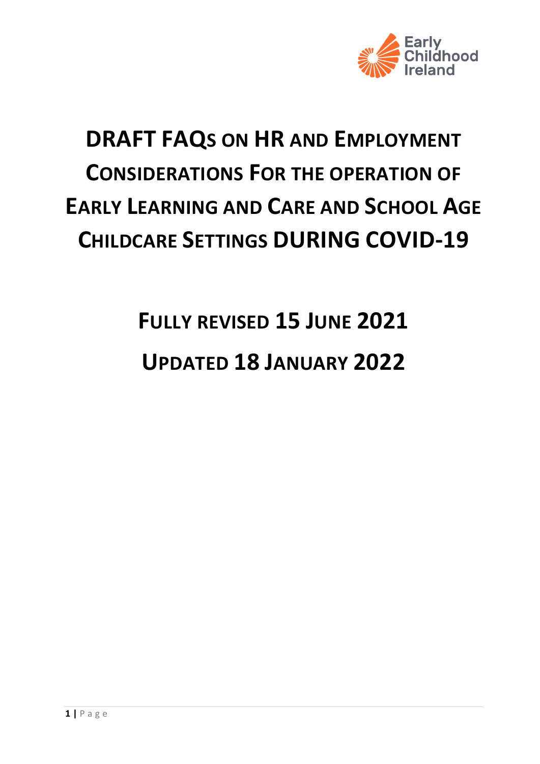# DRAFT FAQs ON HR AND EMPLOYMENT CONSIDERATIONS FOR THE OPERATION OF EARLY LEARNING AND CARE AND SCHOOL AGE CHILDCARE SETTINGS DURING COVID-19

## FULLY REVISED 15 JUNE 2021

## UPDATED 18 JANUARY 2022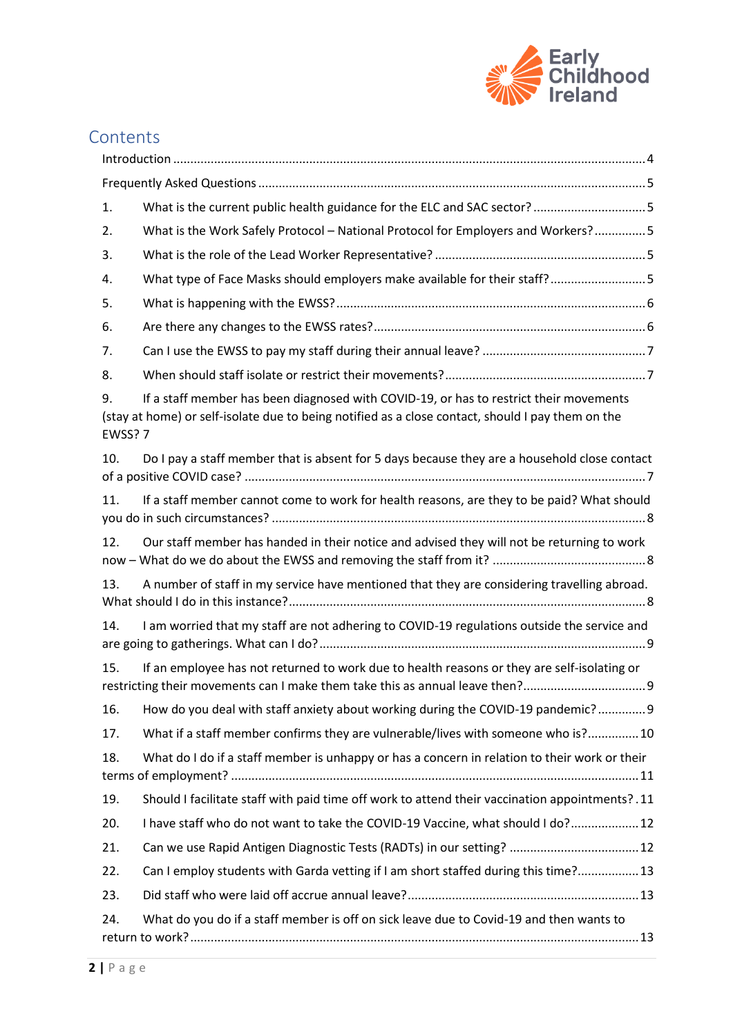## Contents

Introduction ........ 4

Frequently Asked Questions ........ 5

1. What is the current public health guidance for the ELC and SAC sector? ........ 5
2. What is the Work Safely Protocol – National Protocol for Employers and Workers? ........ 5
3. What is the role of the Lead Worker Representative? ........ 5
4. What type of Face Masks should employers make available for their staff? ........ 5
5. What is happening with the EWSS? ........ 6
6. Are there any changes to the EWSS rates? ........ 6
7. Can I use the EWSS to pay my staff during their annual leave? ........ 7
8. When should staff isolate or restrict their movements? ........ 7
9. If a staff member has been diagnosed with COVID-19, or has to restrict their movements (stay at home) or self-isolate due to being notified as a close contact, should I pay them on the EWSS? 7
10. Do I pay a staff member that is absent for 5 days because they are a household close contact of a positive COVID case? ........ 7
11. If a staff member cannot come to work for health reasons, are they to be paid? What should you do in such circumstances? ........ 8
12. Our staff member has handed in their notice and advised they will not be returning to work now – What do we do about the EWSS and removing the staff from it? ........ 8
13. A number of staff in my service have mentioned that they are considering travelling abroad. What should I do in this instance? ........ 8
14. I am worried that my staff are not adhering to COVID-19 regulations outside the service and are going to gatherings. What can I do? ........ 9
15. If an employee has not returned to work due to health reasons or they are self-isolating or restricting their movements can I make them take this as annual leave then? ........ 9
16. How do you deal with staff anxiety about working during the COVID-19 pandemic? ........ 9
17. What if a staff member confirms they are vulnerable/lives with someone who is? ........ 10
18. What do I do if a staff member is unhappy or has a concern in relation to their work or their terms of employment? ........ 11
19. Should I facilitate staff with paid time off work to attend their vaccination appointments? ........ 11
20. I have staff who do not want to take the COVID-19 Vaccine, what should I do? ........ 12
21. Can we use Rapid Antigen Diagnostic Tests (RADTs) in our setting? ........ 12
22. Can I employ students with Garda vetting if I am short staffed during this time? ........ 13
23. Did staff who were laid off accrue annual leave? ........ 13
24. What do you do if a staff member is off on sick leave due to Covid-19 and then wants to return to work? ........ 13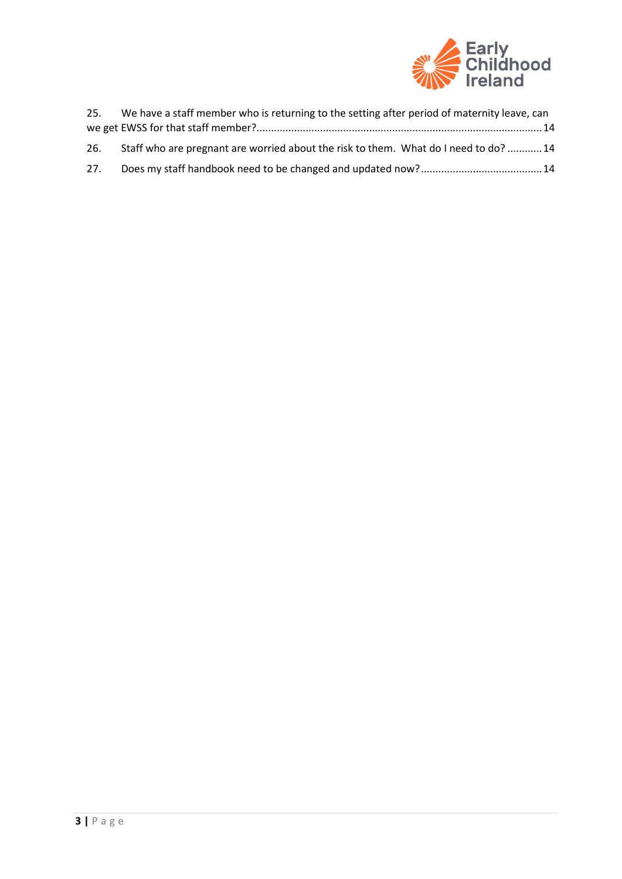25. We have a staff member who is returning to the setting after period of maternity leave, can we get EWSS for that staff member? ..... 14

26. Staff who are pregnant are worried about the risk to them. What do I need to do? ..... 14

27. Does my staff handbook need to be changed and updated now? ..... 14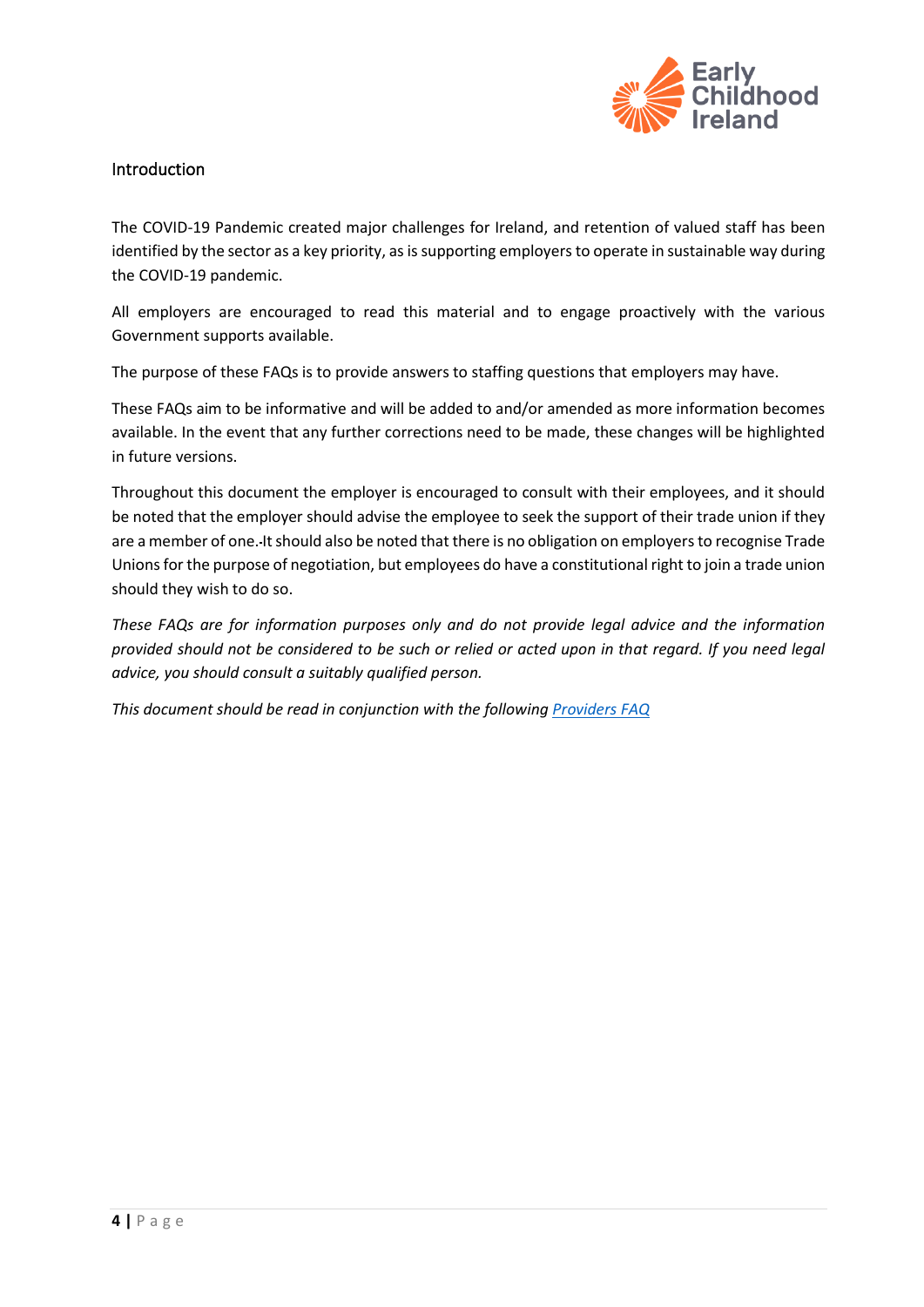## Introduction

The COVID-19 Pandemic created major challenges for Ireland, and retention of valued staff has been identified by the sector as a key priority, as is supporting employers to operate in sustainable way during the COVID-19 pandemic.

All employers are encouraged to read this material and to engage proactively with the various Government supports available.

The purpose of these FAQs is to provide answers to staffing questions that employers may have.

These FAQs aim to be informative and will be added to and/or amended as more information becomes available. In the event that any further corrections need to be made, these changes will be highlighted in future versions.

Throughout this document the employer is encouraged to consult with their employees, and it should be noted that the employer should advise the employee to seek the support of their trade union if they are a member of one. It should also be noted that there is no obligation on employers to recognise Trade Unions for the purpose of negotiation, but employees do have a constitutional right to join a trade union should they wish to do so.

*These FAQs are for information purposes only and do not provide legal advice and the information provided should not be considered to be such or relied or acted upon in that regard. If you need legal advice, you should consult a suitably qualified person.*

*This document should be read in conjunction with the following Providers FAQ*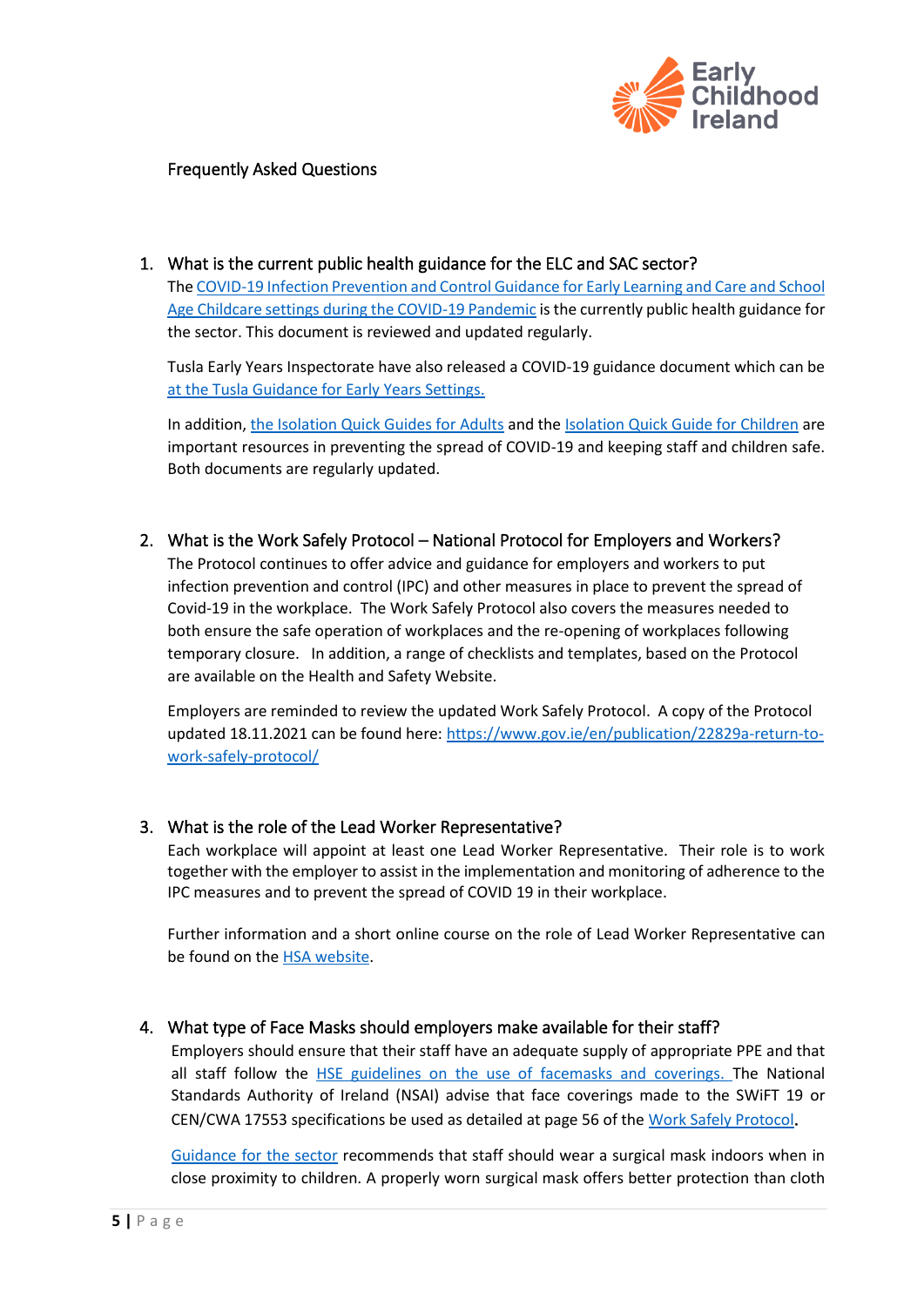Frequently Asked Questions

1. **What is the current public health guidance for the ELC and SAC sector?**

   The [COVID-19 Infection Prevention and Control Guidance for Early Learning and Care and School Age Childcare settings during the COVID-19 Pandemic]() is the currently public health guidance for the sector. This document is reviewed and updated regularly.

   Tusla Early Years Inspectorate have also released a COVID-19 guidance document which can be [at the Tusla Guidance for Early Years Settings.]()

   In addition, [the Isolation Quick Guides for Adults]() and the [Isolation Quick Guide for Children]() are important resources in preventing the spread of COVID-19 and keeping staff and children safe. Both documents are regularly updated.

2. **What is the Work Safely Protocol – National Protocol for Employers and Workers?**

   The Protocol continues to offer advice and guidance for employers and workers to put infection prevention and control (IPC) and other measures in place to prevent the spread of Covid-19 in the workplace. The Work Safely Protocol also covers the measures needed to both ensure the safe operation of workplaces and the re-opening of workplaces following temporary closure. In addition, a range of checklists and templates, based on the Protocol are available on the Health and Safety Website.

   Employers are reminded to review the updated Work Safely Protocol. A copy of the Protocol updated 18.11.2021 can be found here: https://www.gov.ie/en/publication/22829a-return-to-work-safely-protocol/

3. **What is the role of the Lead Worker Representative?**

   Each workplace will appoint at least one Lead Worker Representative. Their role is to work together with the employer to assist in the implementation and monitoring of adherence to the IPC measures and to prevent the spread of COVID 19 in their workplace.

   Further information and a short online course on the role of Lead Worker Representative can be found on the [HSA website]().

4. **What type of Face Masks should employers make available for their staff?**

   Employers should ensure that their staff have an adequate supply of appropriate PPE and that all staff follow the [HSE guidelines on the use of facemasks and coverings.]() The National Standards Authority of Ireland (NSAI) advise that face coverings made to the SWiFT 19 or CEN/CWA 17553 specifications be used as detailed at page 56 of the [Work Safely Protocol]().

   [Guidance for the sector]() recommends that staff should wear a surgical mask indoors when in close proximity to children. A properly worn surgical mask offers better protection than cloth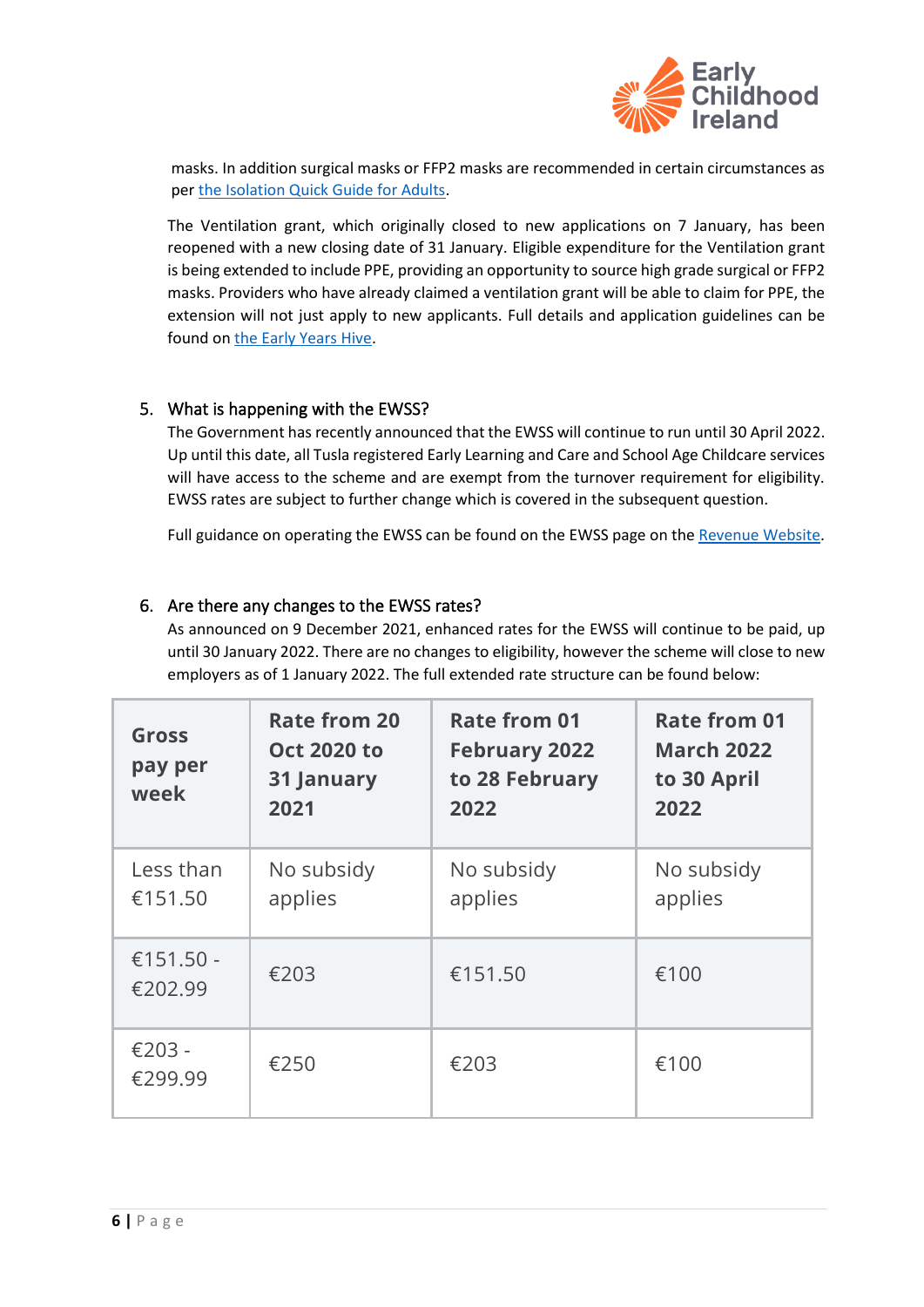masks. In addition surgical masks or FFP2 masks are recommended in certain circumstances as per [the Isolation Quick Guide for Adults](#).

The Ventilation grant, which originally closed to new applications on 7 January, has been reopened with a new closing date of 31 January. Eligible expenditure for the Ventilation grant is being extended to include PPE, providing an opportunity to source high grade surgical or FFP2 masks. Providers who have already claimed a ventilation grant will be able to claim for PPE, the extension will not just apply to new applicants. Full details and application guidelines can be found on [the Early Years Hive](#).

## 5. What is happening with the EWSS?

The Government has recently announced that the EWSS will continue to run until 30 April 2022. Up until this date, all Tusla registered Early Learning and Care and School Age Childcare services will have access to the scheme and are exempt from the turnover requirement for eligibility. EWSS rates are subject to further change which is covered in the subsequent question.

Full guidance on operating the EWSS can be found on the EWSS page on the [Revenue Website](#).

## 6. Are there any changes to the EWSS rates?

As announced on 9 December 2021, enhanced rates for the EWSS will continue to be paid, up until 30 January 2022. There are no changes to eligibility, however the scheme will close to new employers as of 1 January 2022. The full extended rate structure can be found below:

| Gross pay per week | Rate from 20 Oct 2020 to 31 January 2021 | Rate from 01 February 2022 to 28 February 2022 | Rate from 01 March 2022 to 30 April 2022 |
|---|---|---|---|
| Less than €151.50 | No subsidy applies | No subsidy applies | No subsidy applies |
| €151.50 - €202.99 | €203 | €151.50 | €100 |
| €203 - €299.99 | €250 | €203 | €100 |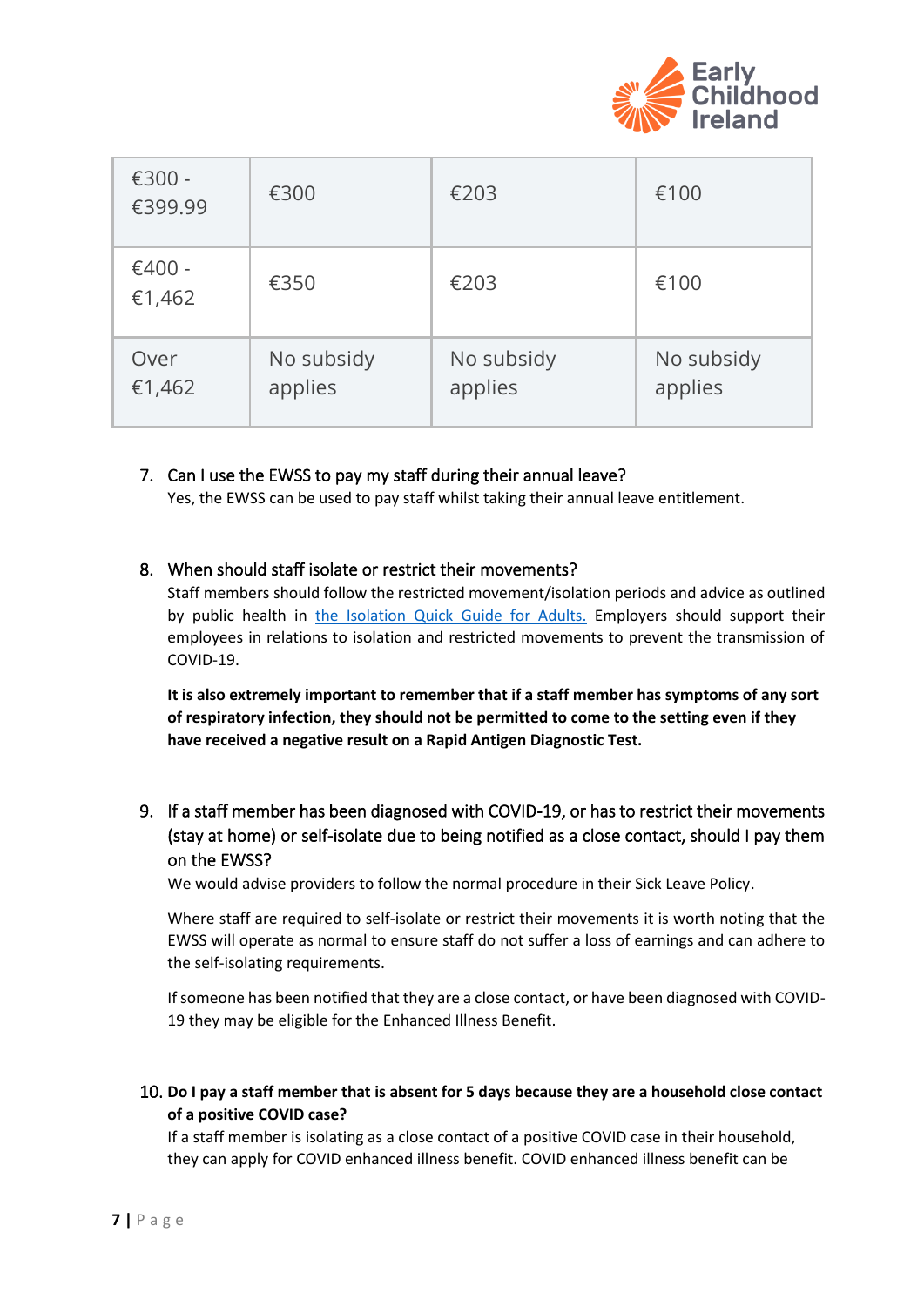| €300 - €399.99 | €300 | €203 | €100 |
|---|---|---|---|
| €400 - €1,462 | €350 | €203 | €100 |
| Over €1,462 | No subsidy applies | No subsidy applies | No subsidy applies |

7. Can I use the EWSS to pay my staff during their annual leave?
   Yes, the EWSS can be used to pay staff whilst taking their annual leave entitlement.

8. When should staff isolate or restrict their movements?
   Staff members should follow the restricted movement/isolation periods and advice as outlined by public health in the Isolation Quick Guide for Adults. Employers should support their employees in relations to isolation and restricted movements to prevent the transmission of COVID-19.

   **It is also extremely important to remember that if a staff member has symptoms of any sort of respiratory infection, they should not be permitted to come to the setting even if they have received a negative result on a Rapid Antigen Diagnostic Test.**

9. If a staff member has been diagnosed with COVID-19, or has to restrict their movements (stay at home) or self-isolate due to being notified as a close contact, should I pay them on the EWSS?
   We would advise providers to follow the normal procedure in their Sick Leave Policy.

   Where staff are required to self-isolate or restrict their movements it is worth noting that the EWSS will operate as normal to ensure staff do not suffer a loss of earnings and can adhere to the self-isolating requirements.

   If someone has been notified that they are a close contact, or have been diagnosed with COVID-19 they may be eligible for the Enhanced Illness Benefit.

10. **Do I pay a staff member that is absent for 5 days because they are a household close contact of a positive COVID case?**
    If a staff member is isolating as a close contact of a positive COVID case in their household, they can apply for COVID enhanced illness benefit. COVID enhanced illness benefit can be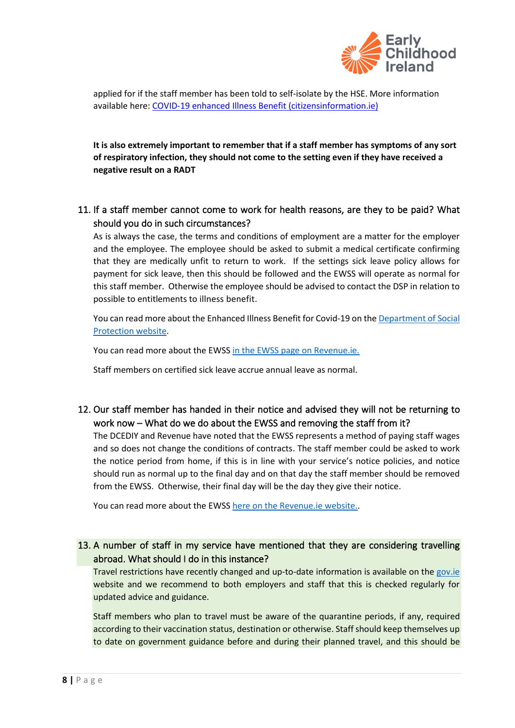applied for if the staff member has been told to self-isolate by the HSE. More information available here: [COVID-19 enhanced Illness Benefit (citizensinformation.ie)]()

**It is also extremely important to remember that if a staff member has symptoms of any sort of respiratory infection, they should not come to the setting even if they have received a negative result on a RADT**

11. If a staff member cannot come to work for health reasons, are they to be paid? What should you do in such circumstances?

    As is always the case, the terms and conditions of employment are a matter for the employer and the employee. The employee should be asked to submit a medical certificate confirming that they are medically unfit to return to work. If the settings sick leave policy allows for payment for sick leave, then this should be followed and the EWSS will operate as normal for this staff member. Otherwise the employee should be advised to contact the DSP in relation to possible to entitlements to illness benefit.

    You can read more about the Enhanced Illness Benefit for Covid-19 on the [Department of Social Protection website]().

    You can read more about the EWSS [in the EWSS page on Revenue.ie.]()

    Staff members on certified sick leave accrue annual leave as normal.

12. Our staff member has handed in their notice and advised they will not be returning to work now – What do we do about the EWSS and removing the staff from it?

    The DCEDIY and Revenue have noted that the EWSS represents a method of paying staff wages and so does not change the conditions of contracts. The staff member could be asked to work the notice period from home, if this is in line with your service's notice policies, and notice should run as normal up to the final day and on that day the staff member should be removed from the EWSS. Otherwise, their final day will be the day they give their notice.

    You can read more about the EWSS [here on the Revenue.ie website.]().

13. A number of staff in my service have mentioned that they are considering travelling abroad. What should I do in this instance?

    Travel restrictions have recently changed and up-to-date information is available on the [gov.ie]() website and we recommend to both employers and staff that this is checked regularly for updated advice and guidance.

    Staff members who plan to travel must be aware of the quarantine periods, if any, required according to their vaccination status, destination or otherwise. Staff should keep themselves up to date on government guidance before and during their planned travel, and this should be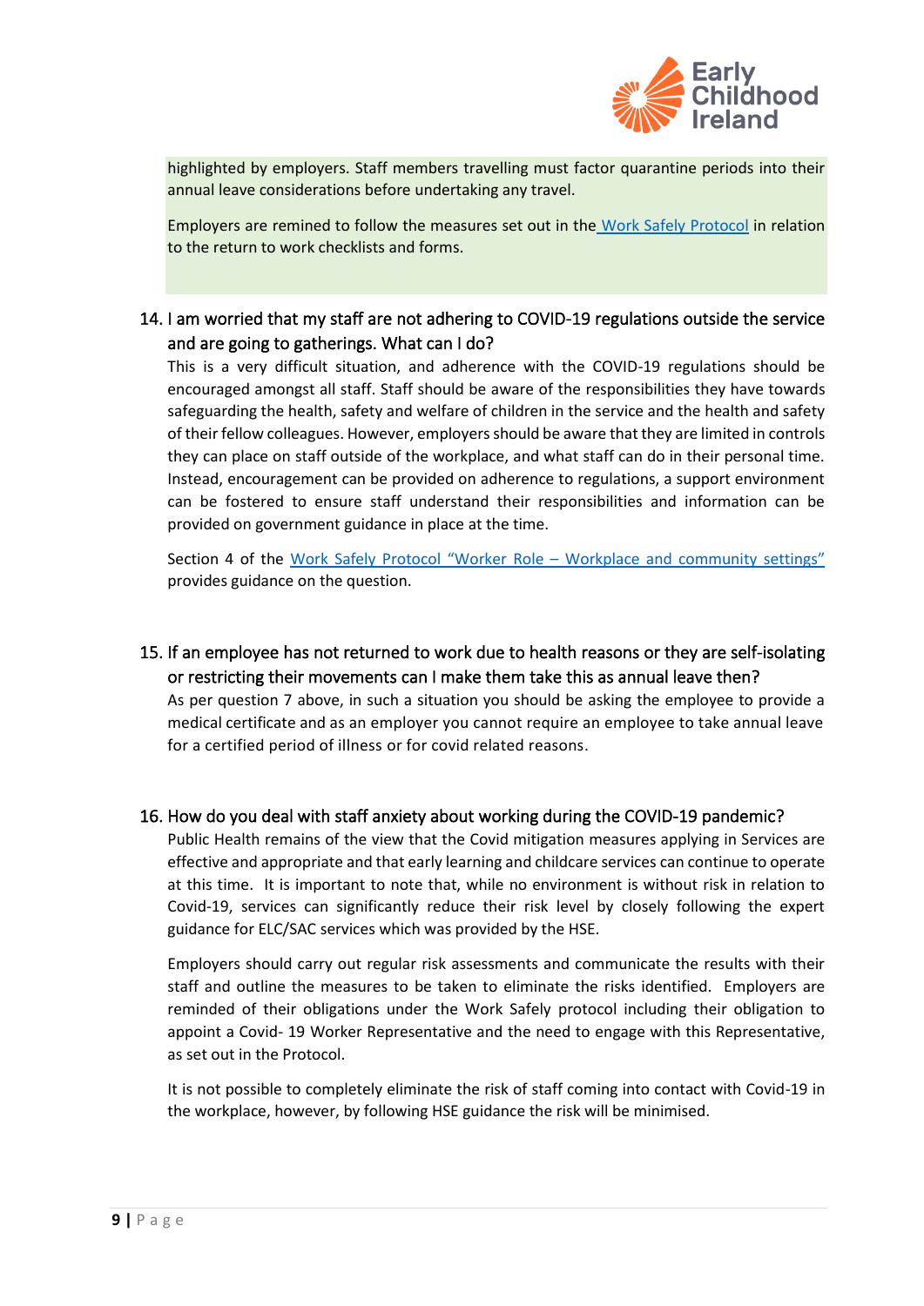highlighted by employers. Staff members travelling must factor quarantine periods into their annual leave considerations before undertaking any travel.

Employers are remined to follow the measures set out in the [Work Safely Protocol]() in relation to the return to work checklists and forms.

## 14. I am worried that my staff are not adhering to COVID-19 regulations outside the service and are going to gatherings. What can I do?

This is a very difficult situation, and adherence with the COVID-19 regulations should be encouraged amongst all staff. Staff should be aware of the responsibilities they have towards safeguarding the health, safety and welfare of children in the service and the health and safety of their fellow colleagues. However, employers should be aware that they are limited in controls they can place on staff outside of the workplace, and what staff can do in their personal time. Instead, encouragement can be provided on adherence to regulations, a support environment can be fostered to ensure staff understand their responsibilities and information can be provided on government guidance in place at the time.

Section 4 of the [Work Safely Protocol "Worker Role – Workplace and community settings"]() provides guidance on the question.

## 15. If an employee has not returned to work due to health reasons or they are self-isolating or restricting their movements can I make them take this as annual leave then?

As per question 7 above, in such a situation you should be asking the employee to provide a medical certificate and as an employer you cannot require an employee to take annual leave for a certified period of illness or for covid related reasons.

## 16. How do you deal with staff anxiety about working during the COVID-19 pandemic?

Public Health remains of the view that the Covid mitigation measures applying in Services are effective and appropriate and that early learning and childcare services can continue to operate at this time. It is important to note that, while no environment is without risk in relation to Covid-19, services can significantly reduce their risk level by closely following the expert guidance for ELC/SAC services which was provided by the HSE.

Employers should carry out regular risk assessments and communicate the results with their staff and outline the measures to be taken to eliminate the risks identified. Employers are reminded of their obligations under the Work Safely protocol including their obligation to appoint a Covid- 19 Worker Representative and the need to engage with this Representative, as set out in the Protocol.

It is not possible to completely eliminate the risk of staff coming into contact with Covid-19 in the workplace, however, by following HSE guidance the risk will be minimised.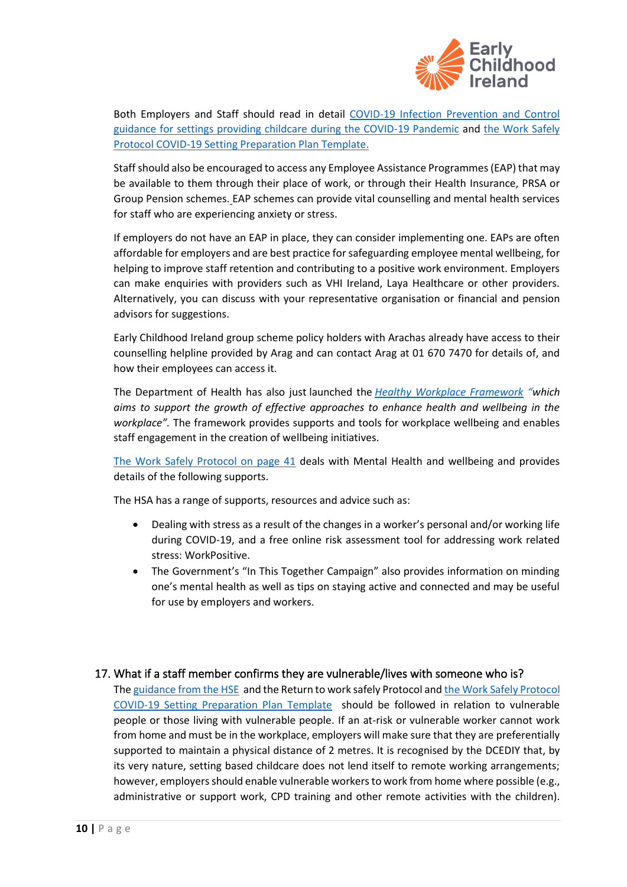Both Employers and Staff should read in detail COVID-19 Infection Prevention and Control guidance for settings providing childcare during the COVID-19 Pandemic and the Work Safely Protocol COVID-19 Setting Preparation Plan Template.

Staff should also be encouraged to access any Employee Assistance Programmes (EAP) that may be available to them through their place of work, or through their Health Insurance, PRSA or Group Pension schemes. EAP schemes can provide vital counselling and mental health services for staff who are experiencing anxiety or stress.

If employers do not have an EAP in place, they can consider implementing one. EAPs are often affordable for employers and are best practice for safeguarding employee mental wellbeing, for helping to improve staff retention and contributing to a positive work environment. Employers can make enquiries with providers such as VHI Ireland, Laya Healthcare or other providers. Alternatively, you can discuss with your representative organisation or financial and pension advisors for suggestions.

Early Childhood Ireland group scheme policy holders with Arachas already have access to their counselling helpline provided by Arag and can contact Arag at 01 670 7470 for details of, and how their employees can access it.

The Department of Health has also just launched the *Healthy Workplace Framework "which aims to support the growth of effective approaches to enhance health and wellbeing in the workplace".* The framework provides supports and tools for workplace wellbeing and enables staff engagement in the creation of wellbeing initiatives.

The Work Safely Protocol on page 41 deals with Mental Health and wellbeing and provides details of the following supports.

The HSA has a range of supports, resources and advice such as:

- Dealing with stress as a result of the changes in a worker's personal and/or working life during COVID-19, and a free online risk assessment tool for addressing work related stress: WorkPositive.
- The Government's "In This Together Campaign" also provides information on minding one's mental health as well as tips on staying active and connected and may be useful for use by employers and workers.

## 17. What if a staff member confirms they are vulnerable/lives with someone who is?

The guidance from the HSE and the Return to work safely Protocol and the Work Safely Protocol COVID-19 Setting Preparation Plan Template should be followed in relation to vulnerable people or those living with vulnerable people. If an at-risk or vulnerable worker cannot work from home and must be in the workplace, employers will make sure that they are preferentially supported to maintain a physical distance of 2 metres. It is recognised by the DCEDIY that, by its very nature, setting based childcare does not lend itself to remote working arrangements; however, employers should enable vulnerable workers to work from home where possible (e.g., administrative or support work, CPD training and other remote activities with the children).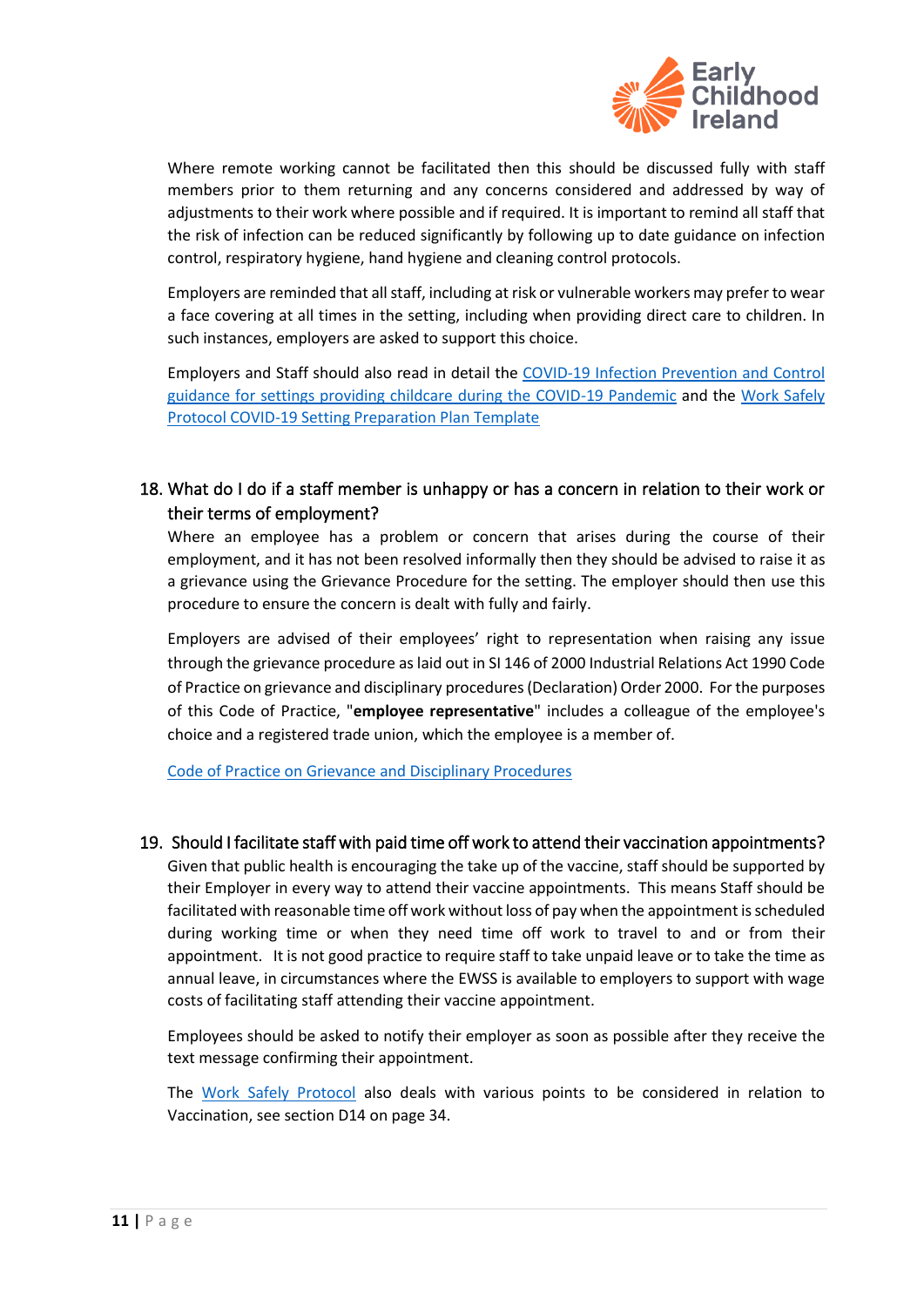Where remote working cannot be facilitated then this should be discussed fully with staff members prior to them returning and any concerns considered and addressed by way of adjustments to their work where possible and if required. It is important to remind all staff that the risk of infection can be reduced significantly by following up to date guidance on infection control, respiratory hygiene, hand hygiene and cleaning control protocols.

Employers are reminded that all staff, including at risk or vulnerable workers may prefer to wear a face covering at all times in the setting, including when providing direct care to children. In such instances, employers are asked to support this choice.

Employers and Staff should also read in detail the COVID-19 Infection Prevention and Control guidance for settings providing childcare during the COVID-19 Pandemic and the Work Safely Protocol COVID-19 Setting Preparation Plan Template

## 18. What do I do if a staff member is unhappy or has a concern in relation to their work or their terms of employment?

Where an employee has a problem or concern that arises during the course of their employment, and it has not been resolved informally then they should be advised to raise it as a grievance using the Grievance Procedure for the setting. The employer should then use this procedure to ensure the concern is dealt with fully and fairly.

Employers are advised of their employees' right to representation when raising any issue through the grievance procedure as laid out in SI 146 of 2000 Industrial Relations Act 1990 Code of Practice on grievance and disciplinary procedures (Declaration) Order 2000. For the purposes of this Code of Practice, "**employee representative**" includes a colleague of the employee's choice and a registered trade union, which the employee is a member of.

Code of Practice on Grievance and Disciplinary Procedures

## 19. Should I facilitate staff with paid time off work to attend their vaccination appointments?

Given that public health is encouraging the take up of the vaccine, staff should be supported by their Employer in every way to attend their vaccine appointments. This means Staff should be facilitated with reasonable time off work without loss of pay when the appointment is scheduled during working time or when they need time off work to travel to and or from their appointment. It is not good practice to require staff to take unpaid leave or to take the time as annual leave, in circumstances where the EWSS is available to employers to support with wage costs of facilitating staff attending their vaccine appointment.

Employees should be asked to notify their employer as soon as possible after they receive the text message confirming their appointment.

The Work Safely Protocol also deals with various points to be considered in relation to Vaccination, see section D14 on page 34.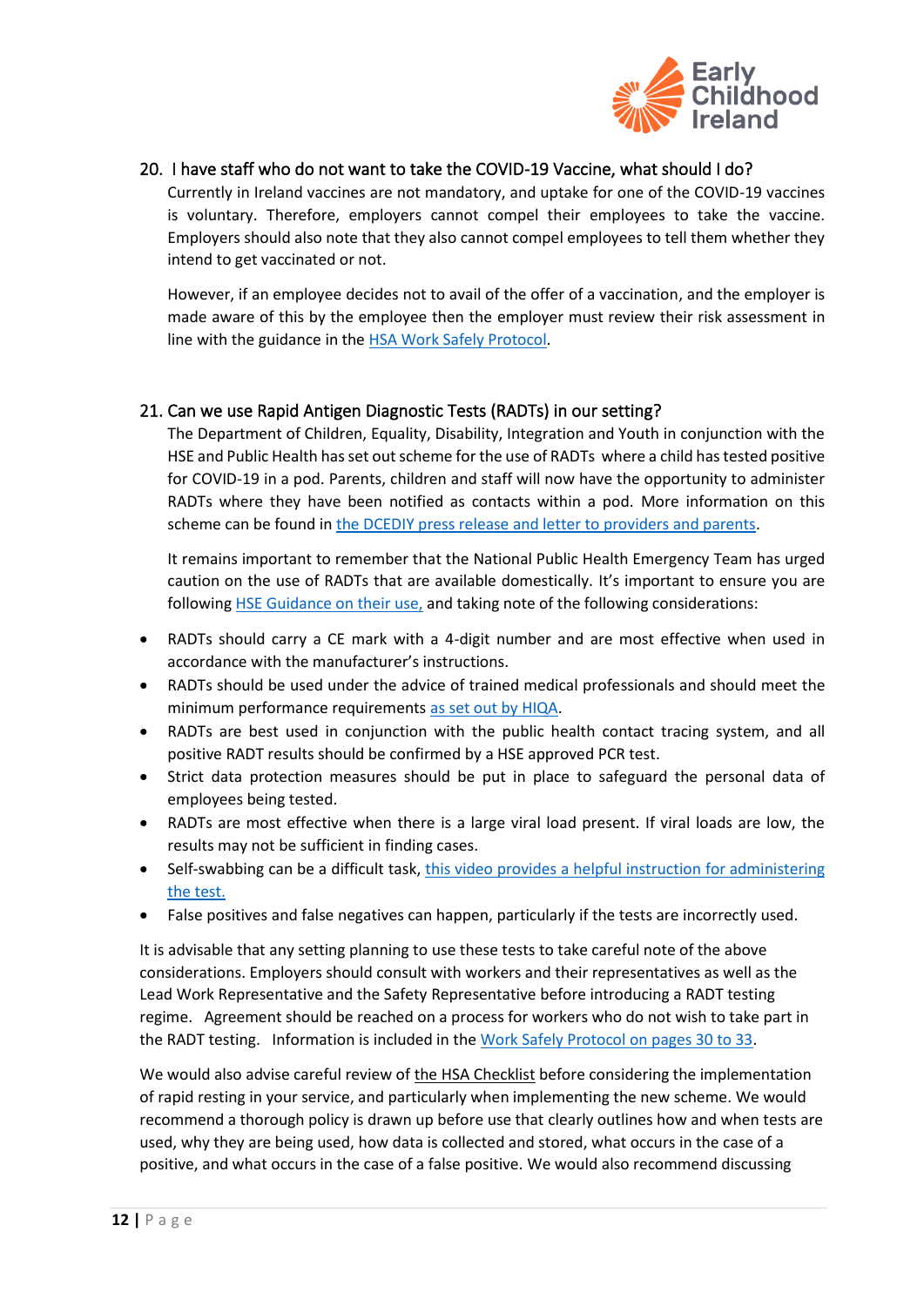## 20. I have staff who do not want to take the COVID-19 Vaccine, what should I do?

Currently in Ireland vaccines are not mandatory, and uptake for one of the COVID-19 vaccines is voluntary. Therefore, employers cannot compel their employees to take the vaccine. Employers should also note that they also cannot compel employees to tell them whether they intend to get vaccinated or not.

However, if an employee decides not to avail of the offer of a vaccination, and the employer is made aware of this by the employee then the employer must review their risk assessment in line with the guidance in the HSA Work Safely Protocol.

## 21. Can we use Rapid Antigen Diagnostic Tests (RADTs) in our setting?

The Department of Children, Equality, Disability, Integration and Youth in conjunction with the HSE and Public Health has set out scheme for the use of RADTs where a child has tested positive for COVID-19 in a pod. Parents, children and staff will now have the opportunity to administer RADTs where they have been notified as contacts within a pod. More information on this scheme can be found in the DCEDIY press release and letter to providers and parents.

It remains important to remember that the National Public Health Emergency Team has urged caution on the use of RADTs that are available domestically. It's important to ensure you are following HSE Guidance on their use, and taking note of the following considerations:

- RADTs should carry a CE mark with a 4-digit number and are most effective when used in accordance with the manufacturer's instructions.
- RADTs should be used under the advice of trained medical professionals and should meet the minimum performance requirements as set out by HIQA.
- RADTs are best used in conjunction with the public health contact tracing system, and all positive RADT results should be confirmed by a HSE approved PCR test.
- Strict data protection measures should be put in place to safeguard the personal data of employees being tested.
- RADTs are most effective when there is a large viral load present. If viral loads are low, the results may not be sufficient in finding cases.
- Self-swabbing can be a difficult task, this video provides a helpful instruction for administering the test.
- False positives and false negatives can happen, particularly if the tests are incorrectly used.

It is advisable that any setting planning to use these tests to take careful note of the above considerations. Employers should consult with workers and their representatives as well as the Lead Work Representative and the Safety Representative before introducing a RADT testing regime. Agreement should be reached on a process for workers who do not wish to take part in the RADT testing. Information is included in the Work Safely Protocol on pages 30 to 33.

We would also advise careful review of the HSA Checklist before considering the implementation of rapid resting in your service, and particularly when implementing the new scheme. We would recommend a thorough policy is drawn up before use that clearly outlines how and when tests are used, why they are being used, how data is collected and stored, what occurs in the case of a positive, and what occurs in the case of a false positive. We would also recommend discussing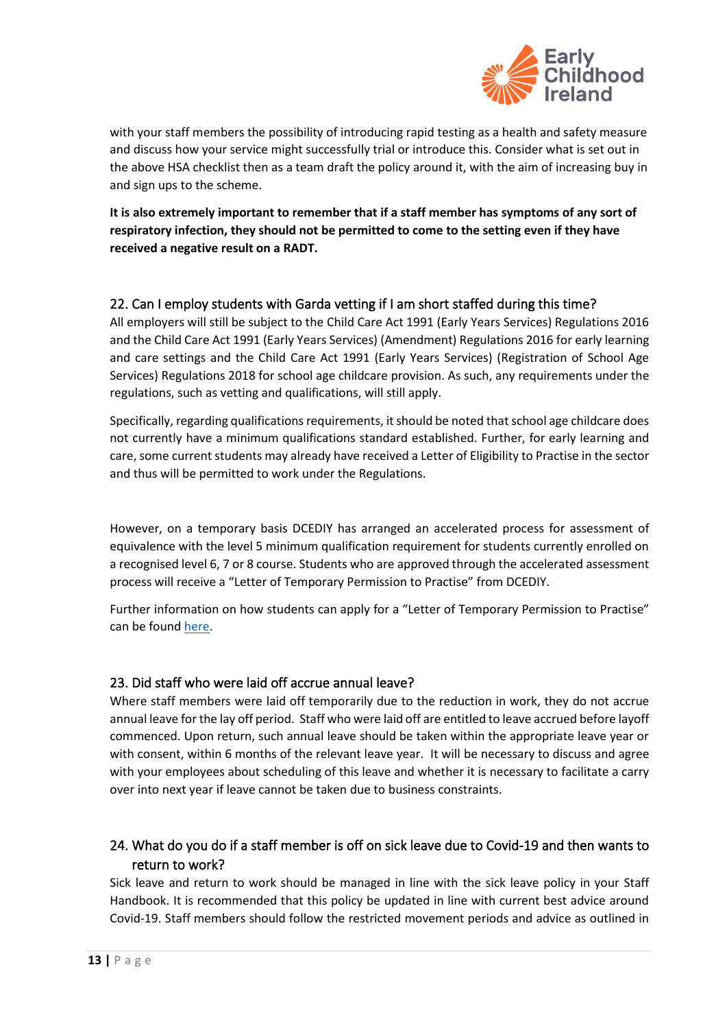with your staff members the possibility of introducing rapid testing as a health and safety measure and discuss how your service might successfully trial or introduce this. Consider what is set out in the above HSA checklist then as a team draft the policy around it, with the aim of increasing buy in and sign ups to the scheme.

**It is also extremely important to remember that if a staff member has symptoms of any sort of respiratory infection, they should not be permitted to come to the setting even if they have received a negative result on a RADT.**

## 22. Can I employ students with Garda vetting if I am short staffed during this time?

All employers will still be subject to the Child Care Act 1991 (Early Years Services) Regulations 2016 and the Child Care Act 1991 (Early Years Services) (Amendment) Regulations 2016 for early learning and care settings and the Child Care Act 1991 (Early Years Services) (Registration of School Age Services) Regulations 2018 for school age childcare provision. As such, any requirements under the regulations, such as vetting and qualifications, will still apply.

Specifically, regarding qualifications requirements, it should be noted that school age childcare does not currently have a minimum qualifications standard established. Further, for early learning and care, some current students may already have received a Letter of Eligibility to Practise in the sector and thus will be permitted to work under the Regulations.

However, on a temporary basis DCEDIY has arranged an accelerated process for assessment of equivalence with the level 5 minimum qualification requirement for students currently enrolled on a recognised level 6, 7 or 8 course. Students who are approved through the accelerated assessment process will receive a "Letter of Temporary Permission to Practise" from DCEDIY.

Further information on how students can apply for a "Letter of Temporary Permission to Practise" can be found here.

## 23. Did staff who were laid off accrue annual leave?

Where staff members were laid off temporarily due to the reduction in work, they do not accrue annual leave for the lay off period. Staff who were laid off are entitled to leave accrued before layoff commenced. Upon return, such annual leave should be taken within the appropriate leave year or with consent, within 6 months of the relevant leave year. It will be necessary to discuss and agree with your employees about scheduling of this leave and whether it is necessary to facilitate a carry over into next year if leave cannot be taken due to business constraints.

## 24. What do you do if a staff member is off on sick leave due to Covid-19 and then wants to return to work?

Sick leave and return to work should be managed in line with the sick leave policy in your Staff Handbook. It is recommended that this policy be updated in line with current best advice around Covid-19. Staff members should follow the restricted movement periods and advice as outlined in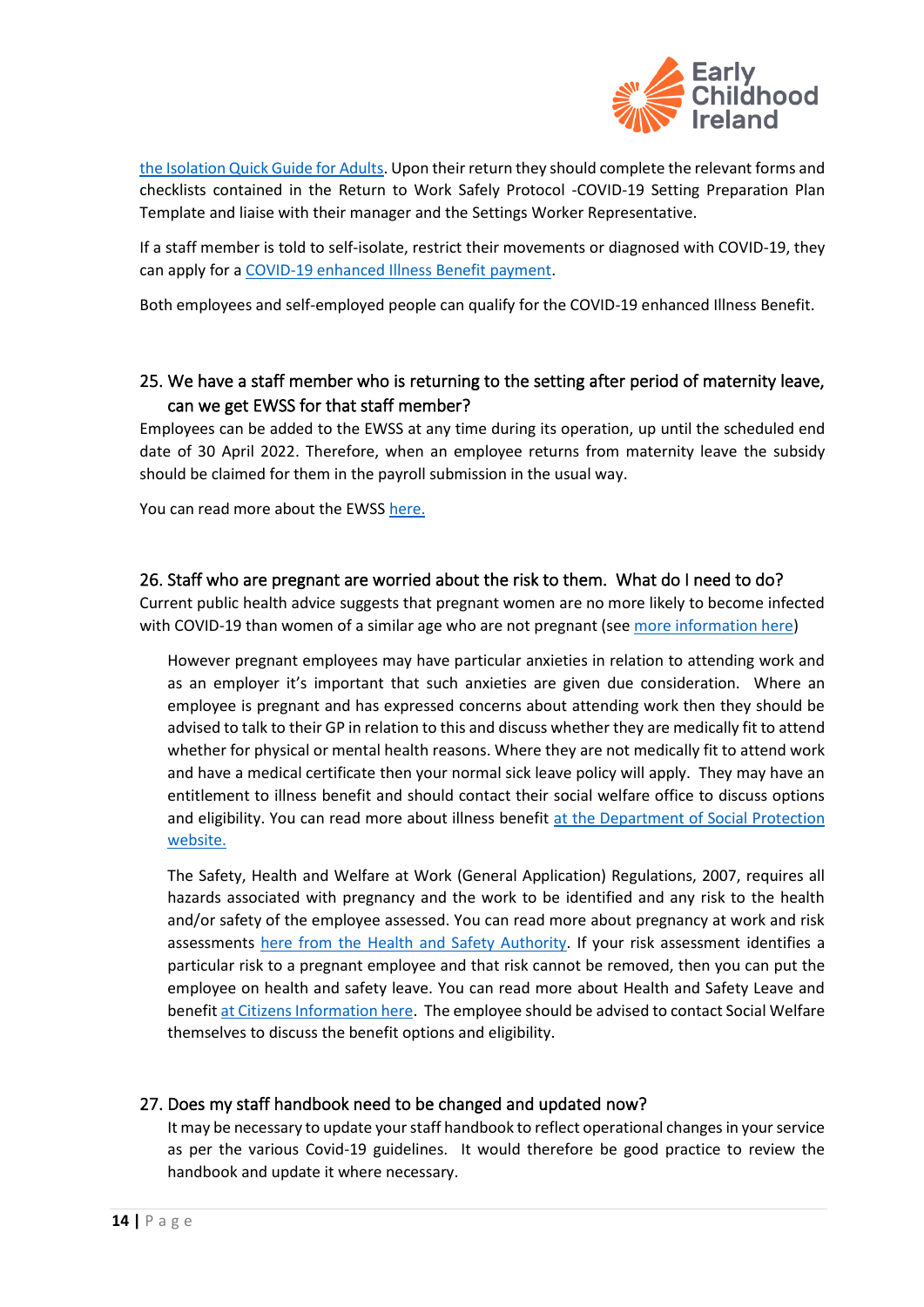the Isolation Quick Guide for Adults. Upon their return they should complete the relevant forms and checklists contained in the Return to Work Safely Protocol -COVID-19 Setting Preparation Plan Template and liaise with their manager and the Settings Worker Representative.

If a staff member is told to self-isolate, restrict their movements or diagnosed with COVID-19, they can apply for a COVID-19 enhanced Illness Benefit payment.

Both employees and self-employed people can qualify for the COVID-19 enhanced Illness Benefit.

## 25. We have a staff member who is returning to the setting after period of maternity leave, can we get EWSS for that staff member?

Employees can be added to the EWSS at any time during its operation, up until the scheduled end date of 30 April 2022. Therefore, when an employee returns from maternity leave the subsidy should be claimed for them in the payroll submission in the usual way.

You can read more about the EWSS here.

## 26. Staff who are pregnant are worried about the risk to them. What do I need to do?

Current public health advice suggests that pregnant women are no more likely to become infected with COVID-19 than women of a similar age who are not pregnant (see more information here)

However pregnant employees may have particular anxieties in relation to attending work and as an employer it's important that such anxieties are given due consideration. Where an employee is pregnant and has expressed concerns about attending work then they should be advised to talk to their GP in relation to this and discuss whether they are medically fit to attend whether for physical or mental health reasons. Where they are not medically fit to attend work and have a medical certificate then your normal sick leave policy will apply. They may have an entitlement to illness benefit and should contact their social welfare office to discuss options and eligibility. You can read more about illness benefit at the Department of Social Protection website.

The Safety, Health and Welfare at Work (General Application) Regulations, 2007, requires all hazards associated with pregnancy and the work to be identified and any risk to the health and/or safety of the employee assessed. You can read more about pregnancy at work and risk assessments here from the Health and Safety Authority. If your risk assessment identifies a particular risk to a pregnant employee and that risk cannot be removed, then you can put the employee on health and safety leave. You can read more about Health and Safety Leave and benefit at Citizens Information here. The employee should be advised to contact Social Welfare themselves to discuss the benefit options and eligibility.

## 27. Does my staff handbook need to be changed and updated now?

It may be necessary to update your staff handbook to reflect operational changes in your service as per the various Covid-19 guidelines. It would therefore be good practice to review the handbook and update it where necessary.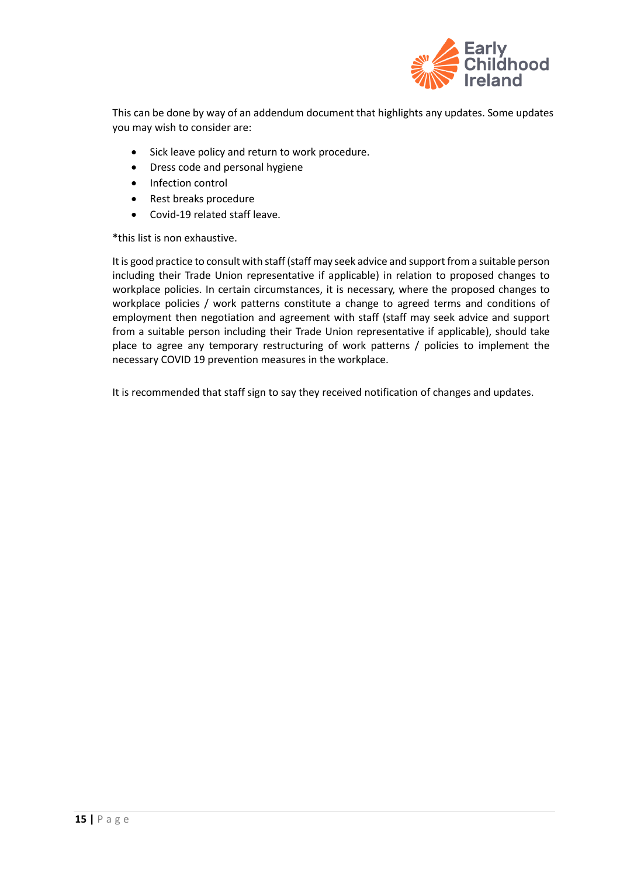This can be done by way of an addendum document that highlights any updates. Some updates you may wish to consider are:

- Sick leave policy and return to work procedure.
- Dress code and personal hygiene
- Infection control
- Rest breaks procedure
- Covid-19 related staff leave.

*this list is non exhaustive.

It is good practice to consult with staff (staff may seek advice and support from a suitable person including their Trade Union representative if applicable) in relation to proposed changes to workplace policies. In certain circumstances, it is necessary, where the proposed changes to workplace policies / work patterns constitute a change to agreed terms and conditions of employment then negotiation and agreement with staff (staff may seek advice and support from a suitable person including their Trade Union representative if applicable), should take place to agree any temporary restructuring of work patterns / policies to implement the necessary COVID 19 prevention measures in the workplace.

It is recommended that staff sign to say they received notification of changes and updates.